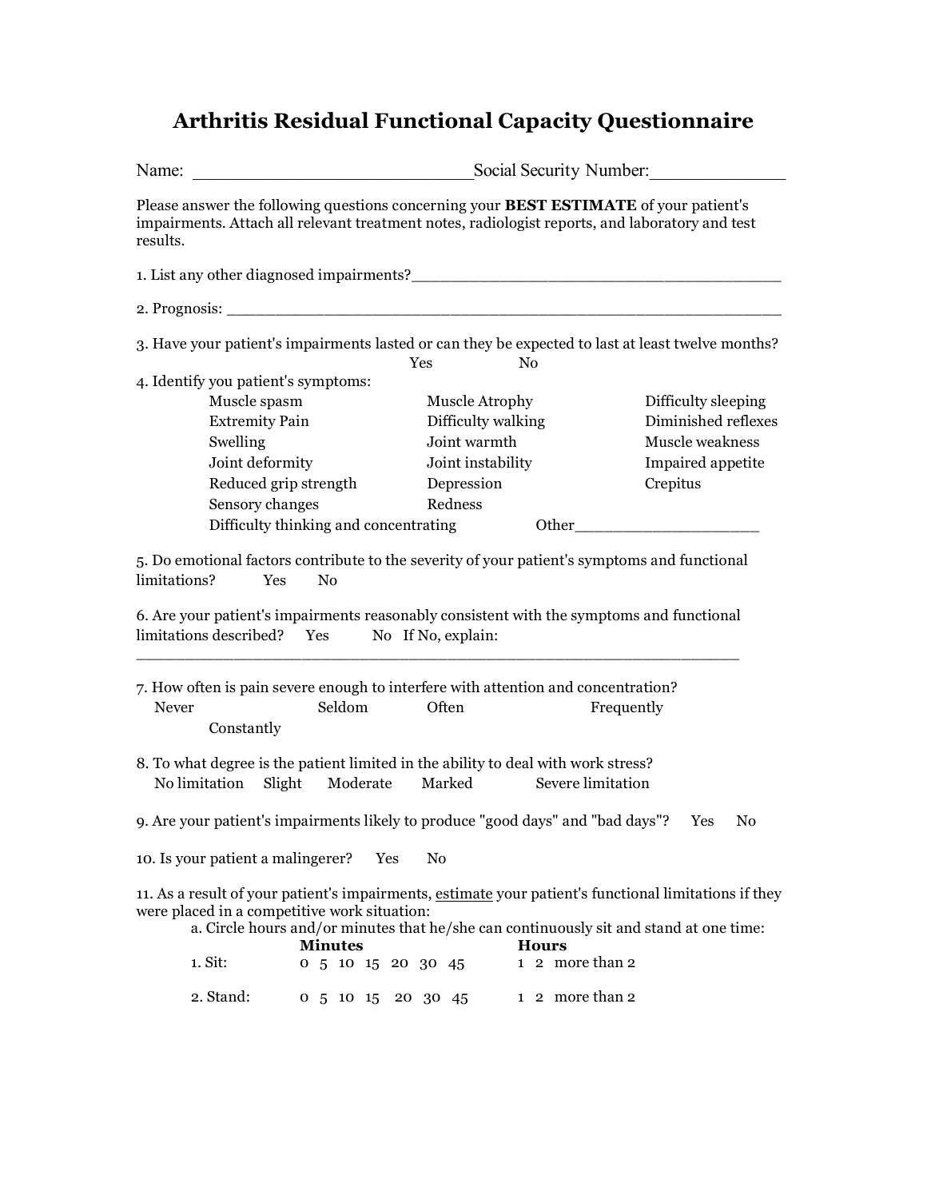# Arthritis Residual Functional Capacity Questionnaire

Name: ____________________________ Social Security Number:______________

Please answer the following questions concerning your **BEST ESTIMATE** of your patient's impairments. Attach all relevant treatment notes, radiologist reports, and laboratory and test results.

1. List any other diagnosed impairments?_________________________________________

2. Prognosis: _____________________________________________________________

3. Have your patient's impairments lasted or can they be expected to last at least twelve months?
   Yes    No

4. Identify you patient's symptoms:

| | | |
|---|---|---|
| Muscle spasm | Muscle Atrophy | Difficulty sleeping |
| Extremity Pain | Difficulty walking | Diminished reflexes |
| Swelling | Joint warmth | Muscle weakness |
| Joint deformity | Joint instability | Impaired appetite |
| Reduced grip strength | Depression | Crepitus |
| Sensory changes | Redness | |
| Difficulty thinking and concentrating | Other____________________ | |

5. Do emotional factors contribute to the severity of your patient's symptoms and functional limitations?   Yes   No

6. Are your patient's impairments reasonably consistent with the symptoms and functional limitations described?   Yes   No   If No, explain:
_________________________________________________________________

7. How often is pain severe enough to interfere with attention and concentration?
   Never   Seldom   Often   Frequently   Constantly

8. To what degree is the patient limited in the ability to deal with work stress?
   No limitation   Slight   Moderate   Marked   Severe limitation

9. Are your patient's impairments likely to produce "good days" and "bad days"?   Yes   No

10. Is your patient a malingerer?   Yes   No

11. As a result of your patient's impairments, <u>estimate</u> your patient's functional limitations if they were placed in a competitive work situation:
    a. Circle hours and/or minutes that he/she can continuously sit and stand at one time:

| | Minutes | Hours |
|---|---|---|
| 1. Sit: | 0 5 10 15 20 30 45 | 1 2 more than 2 |
| 2. Stand: | 0 5 10 15 20 30 45 | 1 2 more than 2 |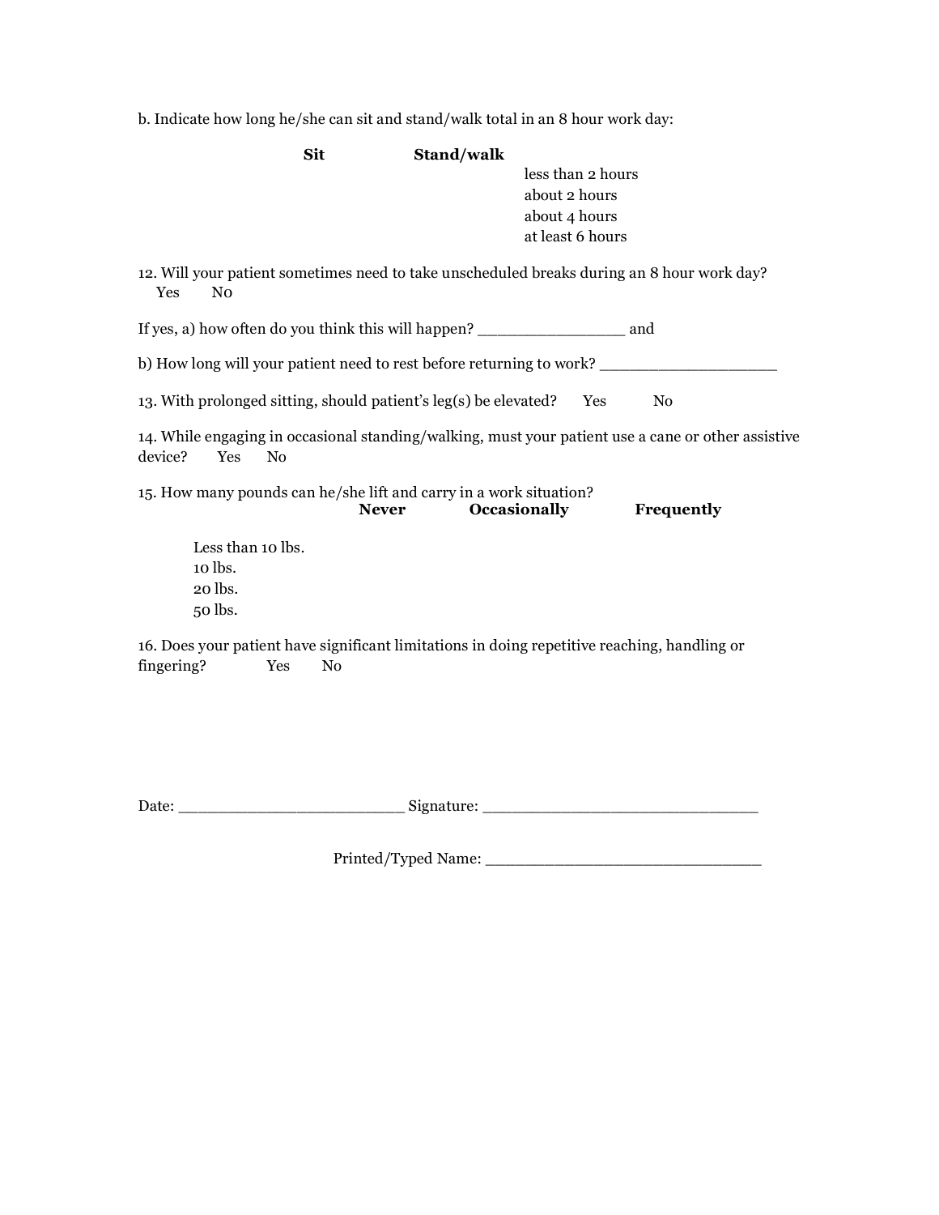b. Indicate how long he/she can sit and stand/walk total in an 8 hour work day:

| Sit | Stand/walk | |
|---|---|---|
| | | less than 2 hours |
| | | about 2 hours |
| | | about 4 hours |
| | | at least 6 hours |

12. Will your patient sometimes need to take unscheduled breaks during an 8 hour work day?
  Yes  No

If yes, a) how often do you think this will happen? ________________ and

b) How long will your patient need to rest before returning to work? ___________________

13. With prolonged sitting, should patient's leg(s) be elevated?  Yes  No

14. While engaging in occasional standing/walking, must your patient use a cane or other assistive device?  Yes  No

15. How many pounds can he/she lift and carry in a work situation?

| | Never | Occasionally | Frequently |
|---|---|---|---|
| Less than 10 lbs. | | | |
| 10 lbs. | | | |
| 20 lbs. | | | |
| 50 lbs. | | | |

16. Does your patient have significant limitations in doing repetitive reaching, handling or fingering?  Yes  No

Date: ________________________ Signature: ______________________________

Printed/Typed Name: ______________________________